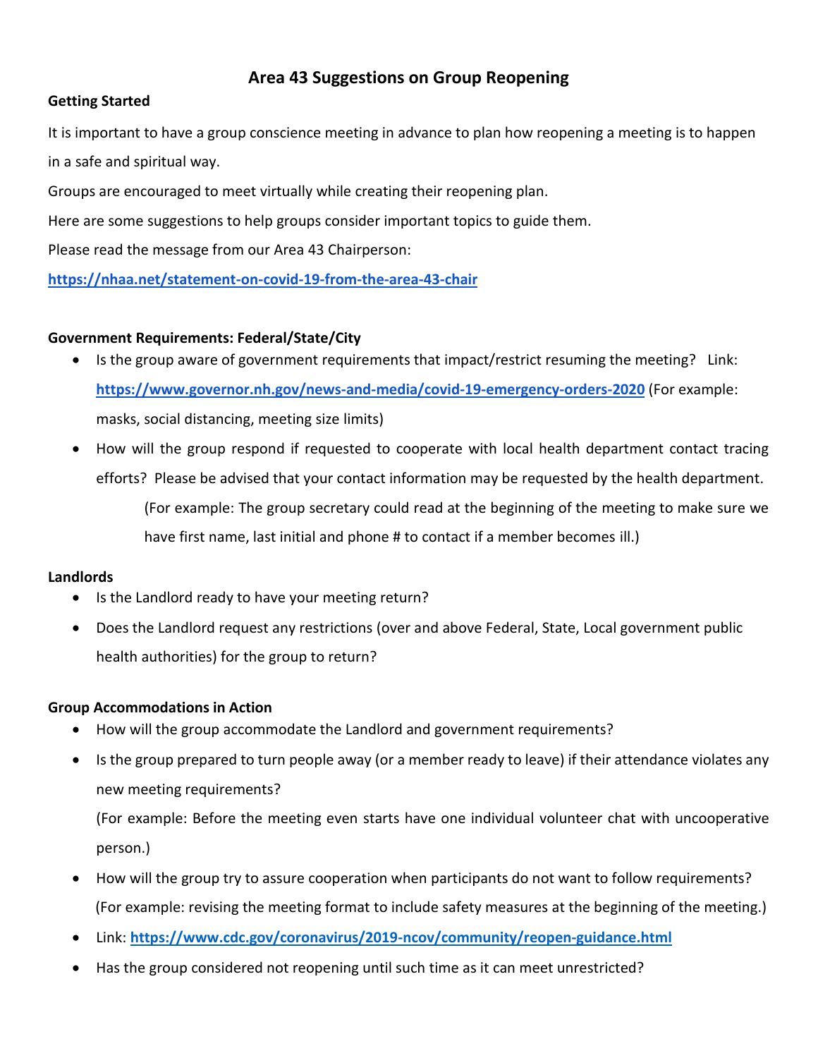# Area 43 Suggestions on Group Reopening

**Getting Started**

It is important to have a group conscience meeting in advance to plan how reopening a meeting is to happen in a safe and spiritual way.

Groups are encouraged to meet virtually while creating their reopening plan.

Here are some suggestions to help groups consider important topics to guide them.

Please read the message from our Area 43 Chairperson:

**https://nhaa.net/statement-on-covid-19-from-the-area-43-chair**

**Government Requirements: Federal/State/City**

- Is the group aware of government requirements that impact/restrict resuming the meeting? Link: **https://www.governor.nh.gov/news-and-media/covid-19-emergency-orders-2020** (For example: masks, social distancing, meeting size limits)
- How will the group respond if requested to cooperate with local health department contact tracing efforts? Please be advised that your contact information may be requested by the health department.

  (For example: The group secretary could read at the beginning of the meeting to make sure we have first name, last initial and phone # to contact if a member becomes ill.)

**Landlords**

- Is the Landlord ready to have your meeting return?
- Does the Landlord request any restrictions (over and above Federal, State, Local government public health authorities) for the group to return?

**Group Accommodations in Action**

- How will the group accommodate the Landlord and government requirements?
- Is the group prepared to turn people away (or a member ready to leave) if their attendance violates any new meeting requirements?

  (For example: Before the meeting even starts have one individual volunteer chat with uncooperative person.)
- How will the group try to assure cooperation when participants do not want to follow requirements? (For example: revising the meeting format to include safety measures at the beginning of the meeting.)
- Link: **https://www.cdc.gov/coronavirus/2019-ncov/community/reopen-guidance.html**
- Has the group considered not reopening until such time as it can meet unrestricted?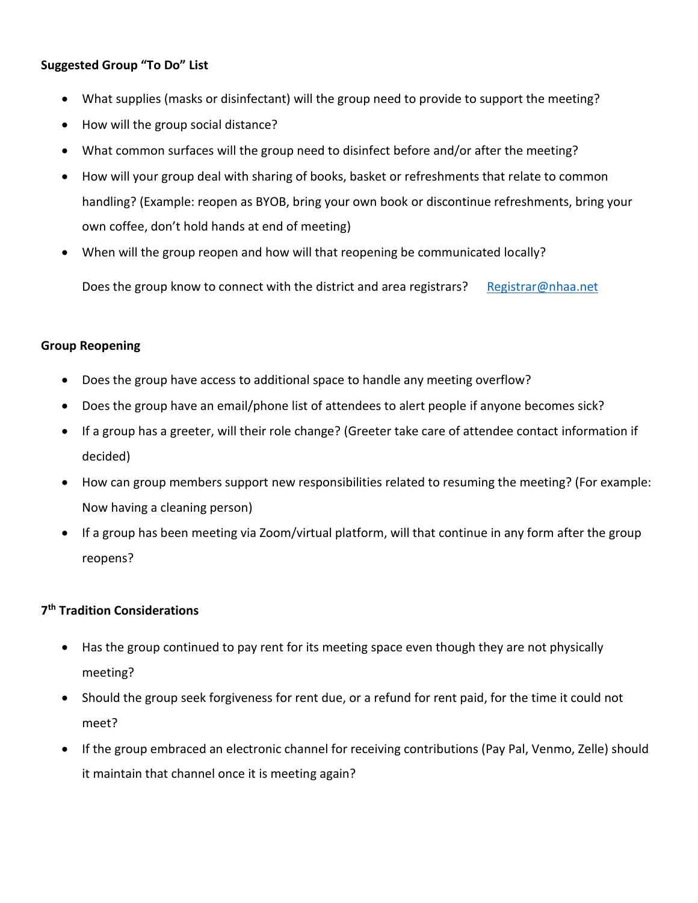**Suggested Group "To Do" List**

- What supplies (masks or disinfectant) will the group need to provide to support the meeting?
- How will the group social distance?
- What common surfaces will the group need to disinfect before and/or after the meeting?
- How will your group deal with sharing of books, basket or refreshments that relate to common handling? (Example: reopen as BYOB, bring your own book or discontinue refreshments, bring your own coffee, don't hold hands at end of meeting)
- When will the group reopen and how will that reopening be communicated locally?

  Does the group know to connect with the district and area registrars? [Registrar@nhaa.net](mailto:Registrar@nhaa.net)

**Group Reopening**

- Does the group have access to additional space to handle any meeting overflow?
- Does the group have an email/phone list of attendees to alert people if anyone becomes sick?
- If a group has a greeter, will their role change? (Greeter take care of attendee contact information if decided)
- How can group members support new responsibilities related to resuming the meeting? (For example: Now having a cleaning person)
- If a group has been meeting via Zoom/virtual platform, will that continue in any form after the group reopens?

**7th Tradition Considerations**

- Has the group continued to pay rent for its meeting space even though they are not physically meeting?
- Should the group seek forgiveness for rent due, or a refund for rent paid, for the time it could not meet?
- If the group embraced an electronic channel for receiving contributions (Pay Pal, Venmo, Zelle) should it maintain that channel once it is meeting again?